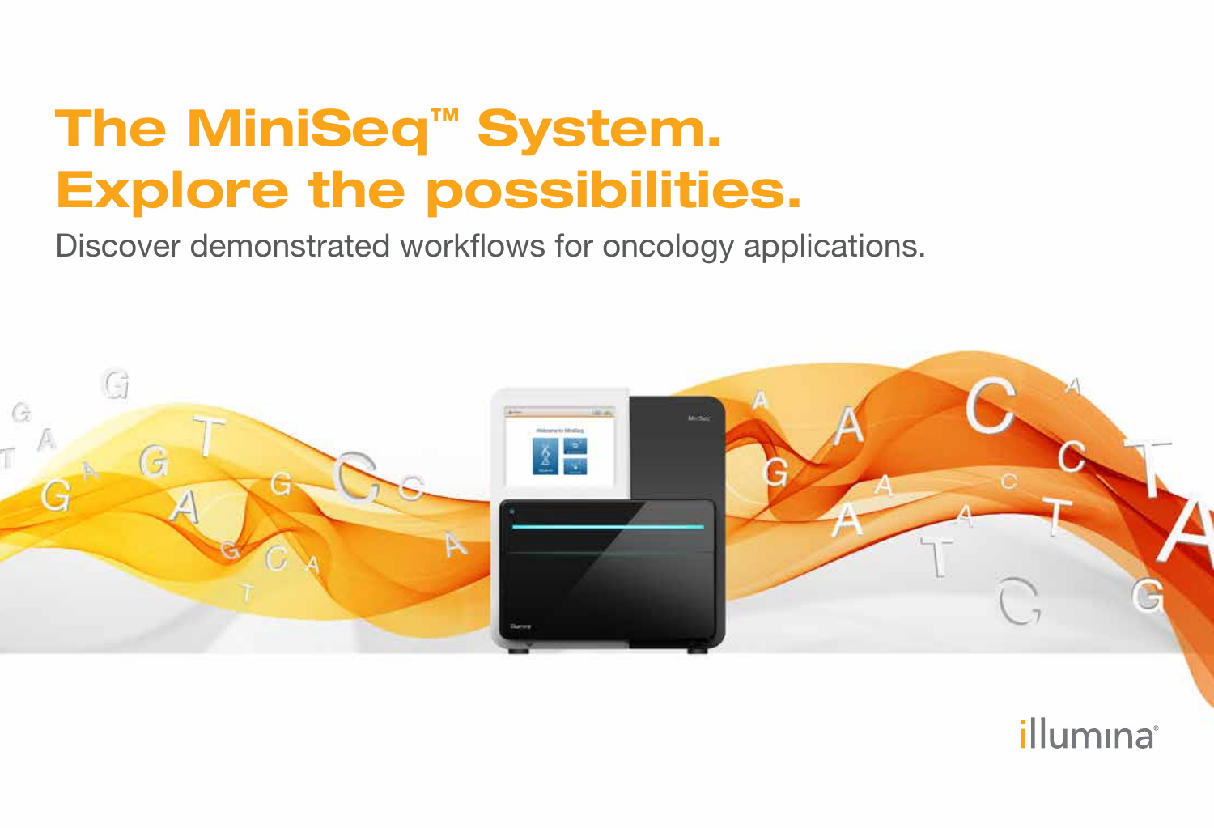# The MiniSeq™ System. Explore the possibilities.

Discover demonstrated workflows for oncology applications.

illumina®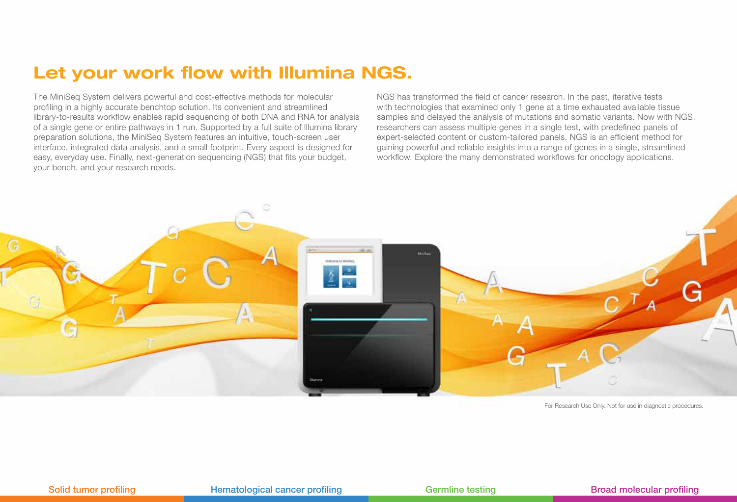# Let your work flow with Illumina NGS.

The MiniSeq System delivers powerful and cost-effective methods for molecular profiling in a highly accurate benchtop solution. Its convenient and streamlined library-to-results workflow enables rapid sequencing of both DNA and RNA for analysis of a single gene or entire pathways in 1 run. Supported by a full suite of Illumina library preparation solutions, the MiniSeq System features an intuitive, touch-screen user interface, integrated data analysis, and a small footprint. Every aspect is designed for easy, everyday use. Finally, next-generation sequencing (NGS) that fits your budget, your bench, and your research needs.

NGS has transformed the field of cancer research. In the past, iterative tests with technologies that examined only 1 gene at a time exhausted available tissue samples and delayed the analysis of mutations and somatic variants. Now with NGS, researchers can assess multiple genes in a single test, with predefined panels of expert-selected content or custom-tailored panels. NGS is an efficient method for gaining powerful and reliable insights into a range of genes in a single, streamlined workflow. Explore the many demonstrated workflows for oncology applications.

For Research Use Only. Not for use in diagnostic procedures.

Solid tumor profiling | Hematological cancer profiling | Germline testing | Broad molecular profiling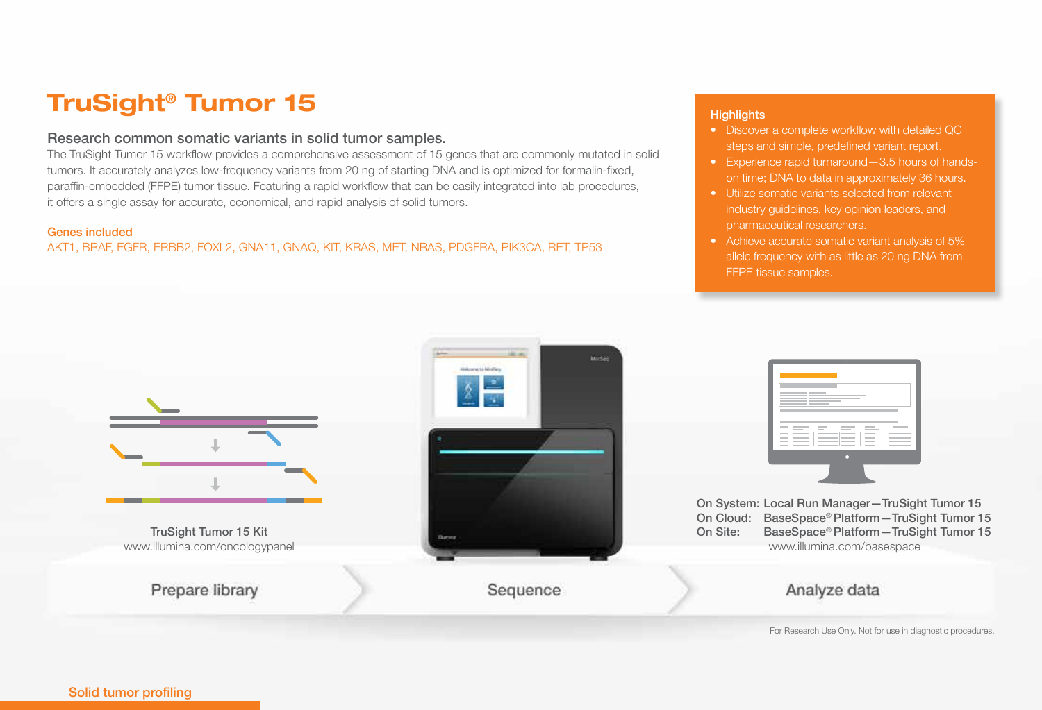# TruSight® Tumor 15

## Research common somatic variants in solid tumor samples.

The TruSight Tumor 15 workflow provides a comprehensive assessment of 15 genes that are commonly mutated in solid tumors. It accurately analyzes low-frequency variants from 20 ng of starting DNA and is optimized for formalin-fixed, paraffin-embedded (FFPE) tumor tissue. Featuring a rapid workflow that can be easily integrated into lab procedures, it offers a single assay for accurate, economical, and rapid analysis of solid tumors.

**Genes included**

AKT1, BRAF, EGFR, ERBB2, FOXL2, GNA11, GNAQ, KIT, KRAS, MET, NRAS, PDGFRA, PIK3CA, RET, TP53

### Highlights

- Discover a complete workflow with detailed QC steps and simple, predefined variant report.
- Experience rapid turnaround—3.5 hours of hands-on time; DNA to data in approximately 36 hours.
- Utilize somatic variants selected from relevant industry guidelines, key opinion leaders, and pharmaceutical researchers.
- Achieve accurate somatic variant analysis of 5% allele frequency with as little as 20 ng DNA from FFPE tissue samples.

**Prepare library**

TruSight Tumor 15 Kit
www.illumina.com/oncologypanel

**Sequence**

**Analyze data**

On System: Local Run Manager—TruSight Tumor 15
On Cloud: BaseSpace® Platform—TruSight Tumor 15
On Site: BaseSpace® Platform—TruSight Tumor 15
www.illumina.com/basespace

For Research Use Only. Not for use in diagnostic procedures.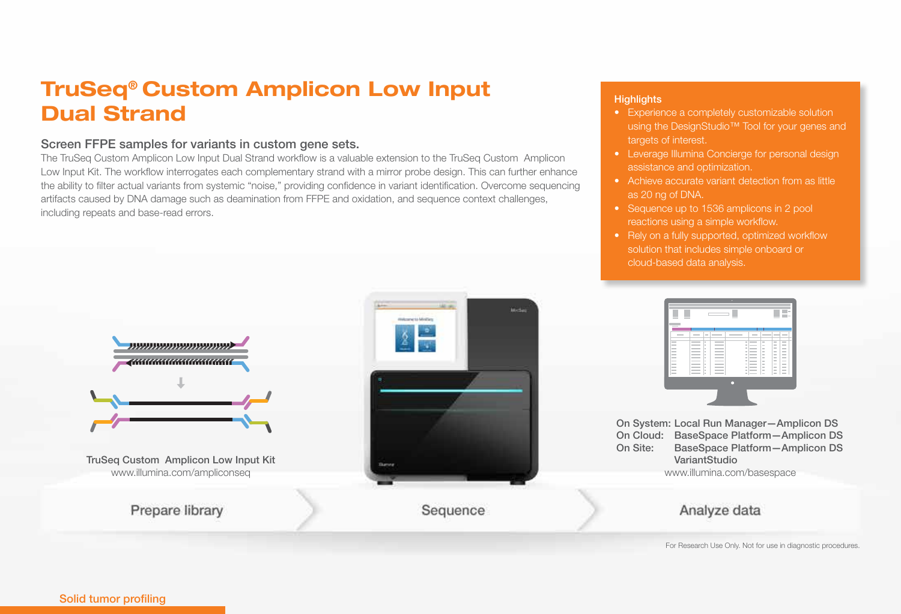# TruSeq® Custom Amplicon Low Input Dual Strand

## Screen FFPE samples for variants in custom gene sets.

The TruSeq Custom Amplicon Low Input Dual Strand workflow is a valuable extension to the TruSeq Custom Amplicon Low Input Kit. The workflow interrogates each complementary strand with a mirror probe design. This can further enhance the ability to filter actual variants from systemic "noise," providing confidence in variant identification. Overcome sequencing artifacts caused by DNA damage such as deamination from FFPE and oxidation, and sequence context challenges, including repeats and base-read errors.

### Highlights

- Experience a completely customizable solution using the DesignStudio™ Tool for your genes and targets of interest.
- Leverage Illumina Concierge for personal design assistance and optimization.
- Achieve accurate variant detection from as little as 20 ng of DNA.
- Sequence up to 1536 amplicons in 2 pool reactions using a simple workflow.
- Rely on a fully supported, optimized workflow solution that includes simple onboard or cloud-based data analysis.

TruSeq Custom Amplicon Low Input Kit
www.illumina.com/ampliconseq

On System: Local Run Manager—Amplicon DS
On Cloud: BaseSpace Platform—Amplicon DS
On Site: BaseSpace Platform—Amplicon DS VariantStudio
www.illumina.com/basespace

Prepare library → Sequence → Analyze data

For Research Use Only. Not for use in diagnostic procedures.

Solid tumor profiling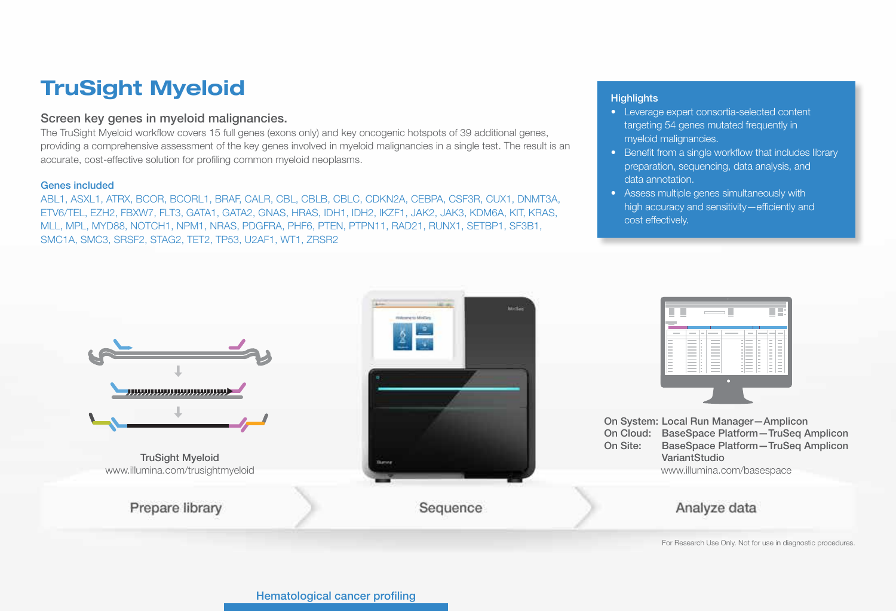# TruSight Myeloid

## Screen key genes in myeloid malignancies.

The TruSight Myeloid workflow covers 15 full genes (exons only) and key oncogenic hotspots of 39 additional genes, providing a comprehensive assessment of the key genes involved in myeloid malignancies in a single test. The result is an accurate, cost-effective solution for profiling common myeloid neoplasms.

### Genes included

ABL1, ASXL1, ATRX, BCOR, BCORL1, BRAF, CALR, CBL, CBLB, CBLC, CDKN2A, CEBPA, CSF3R, CUX1, DNMT3A, ETV6/TEL, EZH2, FBXW7, FLT3, GATA1, GATA2, GNAS, HRAS, IDH1, IDH2, IKZF1, JAK2, JAK3, KDM6A, KIT, KRAS, MLL, MPL, MYD88, NOTCH1, NPM1, NRAS, PDGFRA, PHF6, PTEN, PTPN11, RAD21, RUNX1, SETBP1, SF3B1, SMC1A, SMC3, SRSF2, STAG2, TET2, TP53, U2AF1, WT1, ZRSR2

### Highlights

- Leverage expert consortia-selected content targeting 54 genes mutated frequently in myeloid malignancies.
- Benefit from a single workflow that includes library preparation, sequencing, data analysis, and data annotation.
- Assess multiple genes simultaneously with high accuracy and sensitivity—efficiently and cost effectively.

TruSight Myeloid
www.illumina.com/trusightmyeloid

On System: Local Run Manager—Amplicon
On Cloud: BaseSpace Platform—TruSeq Amplicon
On Site: BaseSpace Platform—TruSeq Amplicon VariantStudio
www.illumina.com/basespace

Prepare library → Sequence → Analyze data

For Research Use Only. Not for use in diagnostic procedures.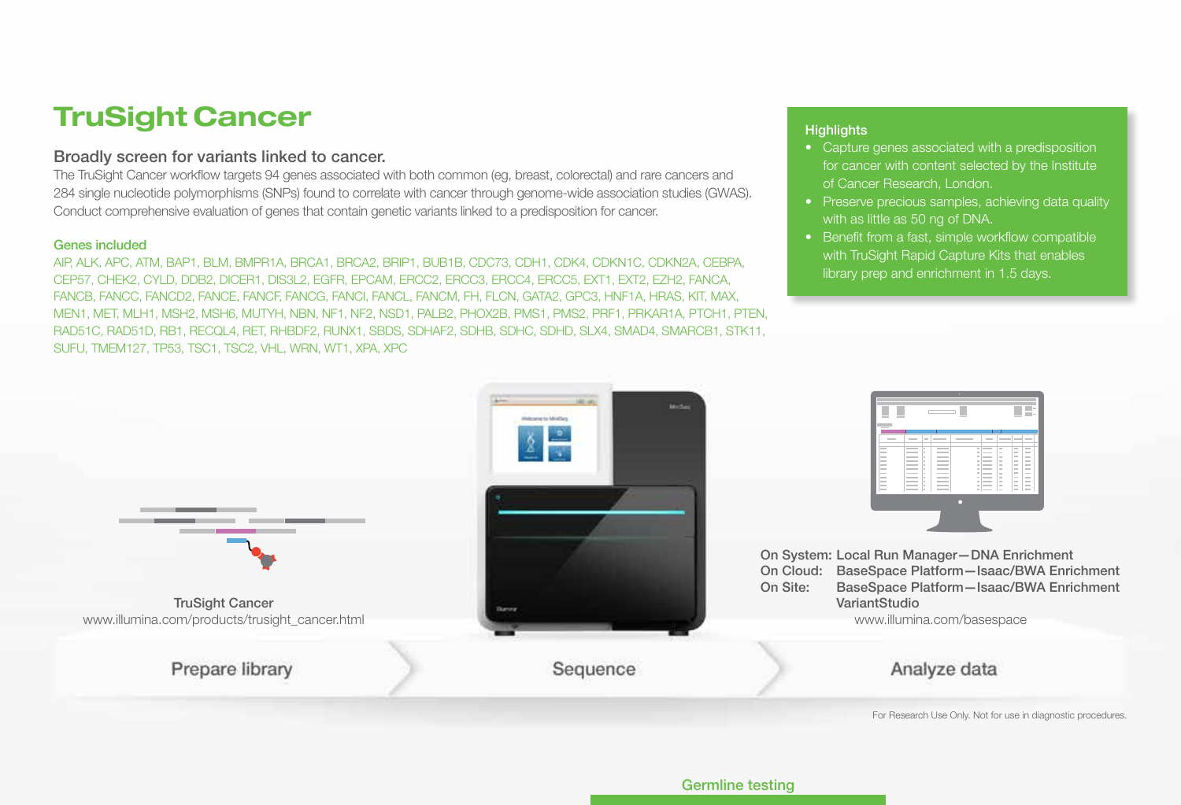# TruSight Cancer

## Broadly screen for variants linked to cancer.

The TruSight Cancer workflow targets 94 genes associated with both common (eg, breast, colorectal) and rare cancers and 284 single nucleotide polymorphisms (SNPs) found to correlate with cancer through genome-wide association studies (GWAS). Conduct comprehensive evaluation of genes that contain genetic variants linked to a predisposition for cancer.

### Genes included

AIP, ALK, APC, ATM, BAP1, BLM, BMPR1A, BRCA1, BRCA2, BRIP1, BUB1B, CDC73, CDH1, CDK4, CDKN1C, CDKN2A, CEBPA, CEP57, CHEK2, CYLD, DDB2, DICER1, DIS3L2, EGFR, EPCAM, ERCC2, ERCC3, ERCC4, ERCC5, EXT1, EXT2, EZH2, FANCA, FANCB, FANCC, FANCD2, FANCE, FANCF, FANCG, FANCI, FANCL, FANCM, FH, FLCN, GATA2, GPC3, HNF1A, HRAS, KIT, MAX, MEN1, MET, MLH1, MSH2, MSH6, MUTYH, NBN, NF1, NF2, NSD1, PALB2, PHOX2B, PMS1, PMS2, PRF1, PRKAR1A, PTCH1, PTEN, RAD51C, RAD51D, RB1, RECQL4, RET, RHBDF2, RUNX1, SBDS, SDHAF2, SDHB, SDHC, SDHD, SLX4, SMAD4, SMARCB1, STK11, SUFU, TMEM127, TP53, TSC1, TSC2, VHL, WRN, WT1, XPA, XPC

### Highlights

- Capture genes associated with a predisposition for cancer with content selected by the Institute of Cancer Research, London.
- Preserve precious samples, achieving data quality with as little as 50 ng of DNA.
- Benefit from a fast, simple workflow compatible with TruSight Rapid Capture Kits that enables library prep and enrichment in 1.5 days.

**Prepare library**

TruSight Cancer
www.illumina.com/products/trusight_cancer.html

**Sequence**

**Analyze data**

On System: Local Run Manager—DNA Enrichment
On Cloud: BaseSpace Platform—Isaac/BWA Enrichment
On Site: BaseSpace Platform—Isaac/BWA Enrichment VariantStudio
www.illumina.com/basespace

For Research Use Only. Not for use in diagnostic procedures.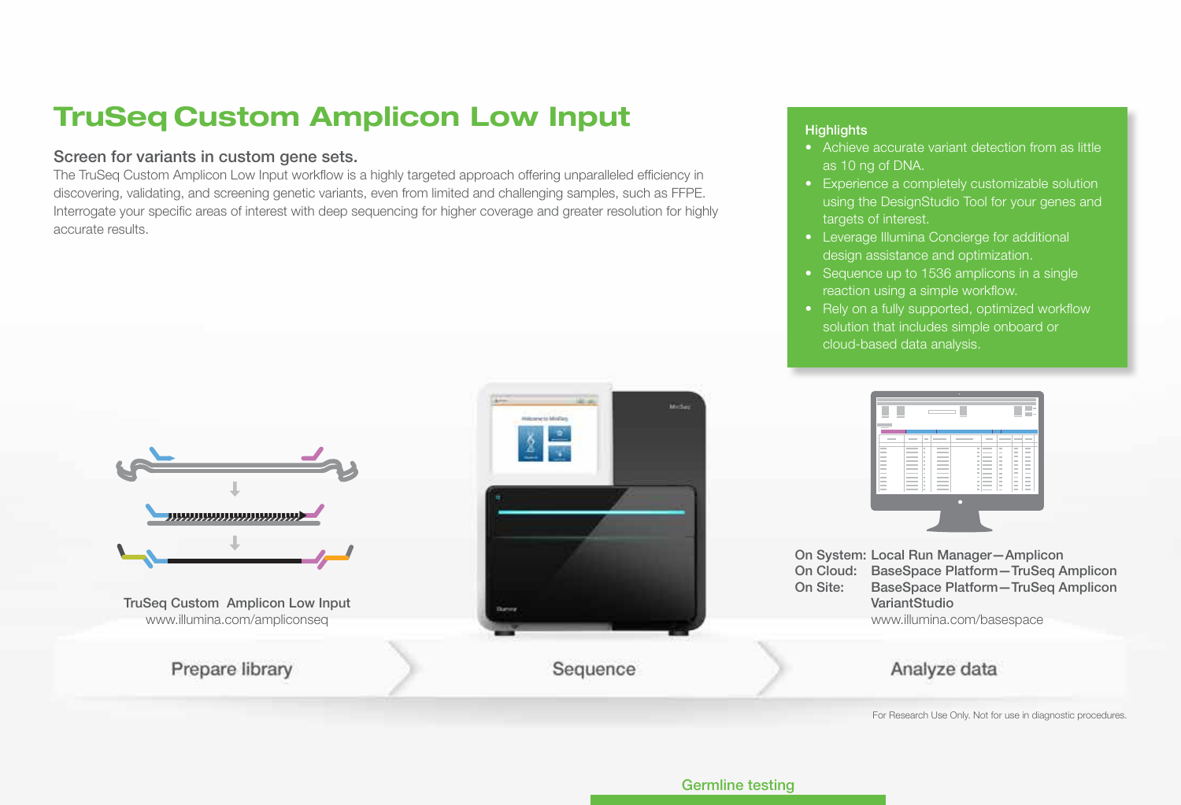# TruSeq Custom Amplicon Low Input

## Screen for variants in custom gene sets.

The TruSeq Custom Amplicon Low Input workflow is a highly targeted approach offering unparalleled efficiency in discovering, validating, and screening genetic variants, even from limited and challenging samples, such as FFPE. Interrogate your specific areas of interest with deep sequencing for higher coverage and greater resolution for highly accurate results.

### Highlights

- Achieve accurate variant detection from as little as 10 ng of DNA.
- Experience a completely customizable solution using the DesignStudio Tool for your genes and targets of interest.
- Leverage Illumina Concierge for additional design assistance and optimization.
- Sequence up to 1536 amplicons in a single reaction using a simple workflow.
- Rely on a fully supported, optimized workflow solution that includes simple onboard or cloud-based data analysis.

TruSeq Custom Amplicon Low Input
www.illumina.com/ampliconseq

On System: Local Run Manager—Amplicon
On Cloud: BaseSpace Platform—TruSeq Amplicon
On Site: BaseSpace Platform—TruSeq Amplicon VariantStudio
www.illumina.com/basespace

Prepare library → Sequence → Analyze data

For Research Use Only. Not for use in diagnostic procedures.

Germline testing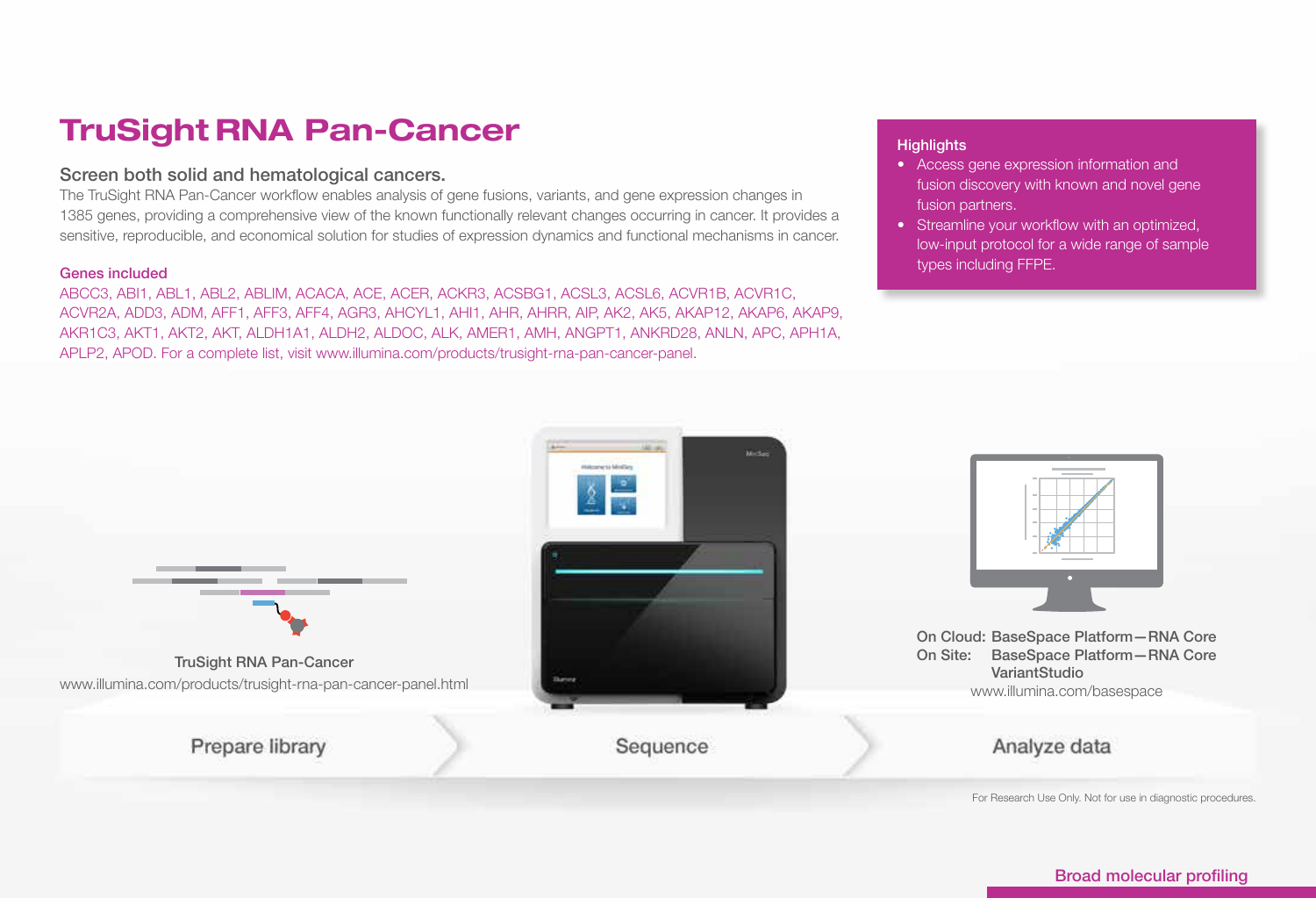# TruSight RNA Pan-Cancer

## Screen both solid and hematological cancers.

The TruSight RNA Pan-Cancer workflow enables analysis of gene fusions, variants, and gene expression changes in 1385 genes, providing a comprehensive view of the known functionally relevant changes occurring in cancer. It provides a sensitive, reproducible, and economical solution for studies of expression dynamics and functional mechanisms in cancer.

### Genes included

ABCC3, ABI1, ABL1, ABL2, ABLIM, ACACA, ACE, ACER, ACKR3, ACSBG1, ACSL3, ACSL6, ACVR1B, ACVR1C, ACVR2A, ADD3, ADM, AFF1, AFF3, AFF4, AGR3, AHCYL1, AHI1, AHR, AHRR, AIP, AK2, AK5, AKAP12, AKAP6, AKAP9, AKR1C3, AKT1, AKT2, AKT, ALDH1A1, ALDH2, ALDOC, ALK, AMER1, AMH, ANGPT1, ANKRD28, ANLN, APC, APH1A, APLP2, APOD. For a complete list, visit www.illumina.com/products/trusight-rna-pan-cancer-panel.

### Highlights

- Access gene expression information and fusion discovery with known and novel gene fusion partners.
- Streamline your workflow with an optimized, low-input protocol for a wide range of sample types including FFPE.

**Prepare library**

TruSight RNA Pan-Cancer
www.illumina.com/products/trusight-rna-pan-cancer-panel.html

**Sequence**

**Analyze data**

On Cloud: BaseSpace Platform—RNA Core
On Site: BaseSpace Platform—RNA Core
VariantStudio
www.illumina.com/basespace

For Research Use Only. Not for use in diagnostic procedures.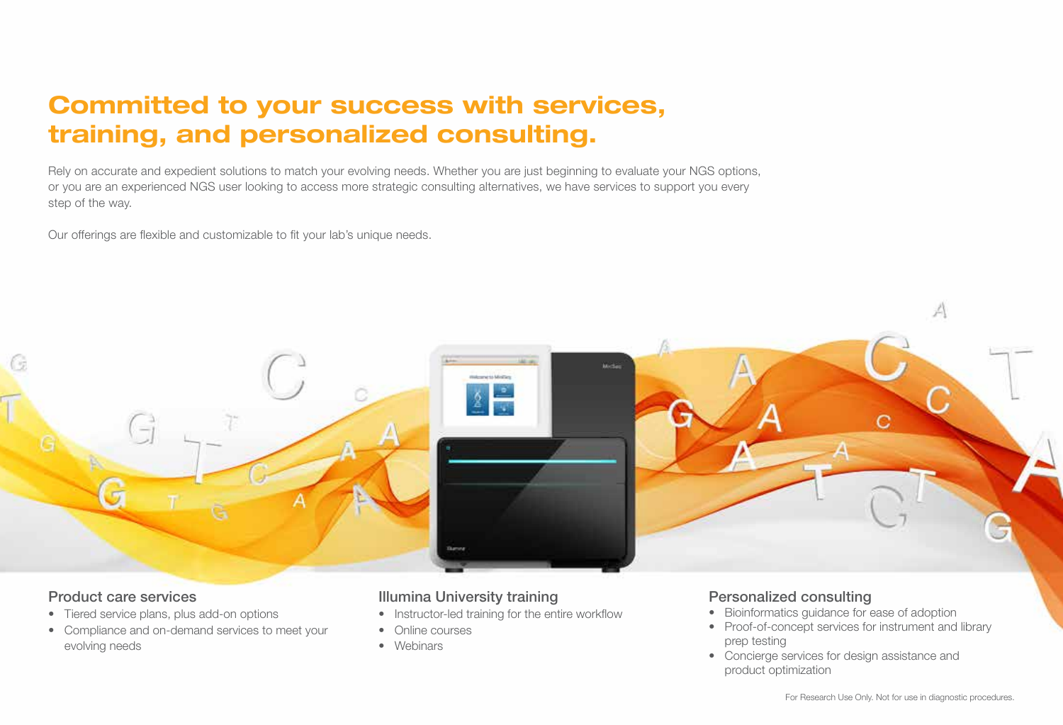# Committed to your success with services, training, and personalized consulting.

Rely on accurate and expedient solutions to match your evolving needs. Whether you are just beginning to evaluate your NGS options, or you are an experienced NGS user looking to access more strategic consulting alternatives, we have services to support you every step of the way.

Our offerings are flexible and customizable to fit your lab's unique needs.

### Product care services

- Tiered service plans, plus add-on options
- Compliance and on-demand services to meet your evolving needs

### Illumina University training

- Instructor-led training for the entire workflow
- Online courses
- Webinars

### Personalized consulting

- Bioinformatics guidance for ease of adoption
- Proof-of-concept services for instrument and library prep testing
- Concierge services for design assistance and product optimization

For Research Use Only. Not for use in diagnostic procedures.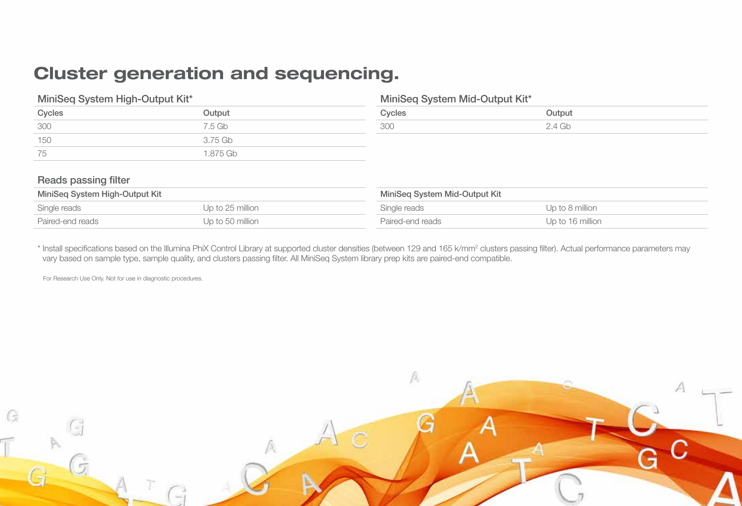# Cluster generation and sequencing.

### MiniSeq System High-Output Kit*

| Cycles | Output |
| --- | --- |
| 300 | 7.5 Gb |
| 150 | 3.75 Gb |
| 75 | 1.875 Gb |

### MiniSeq System Mid-Output Kit*

| Cycles | Output |
| --- | --- |
| 300 | 2.4 Gb |

### Reads passing filter

| MiniSeq System High-Output Kit | |
| --- | --- |
| Single reads | Up to 25 million |
| Paired-end reads | Up to 50 million |

| MiniSeq System Mid-Output Kit | |
| --- | --- |
| Single reads | Up to 8 million |
| Paired-end reads | Up to 16 million |

\* Install specifications based on the Illumina PhiX Control Library at supported cluster densities (between 129 and 165 k/mm$^2$ clusters passing filter). Actual performance parameters may vary based on sample type, sample quality, and clusters passing filter. All MiniSeq System library prep kits are paired-end compatible.

For Research Use Only. Not for use in diagnostic procedures.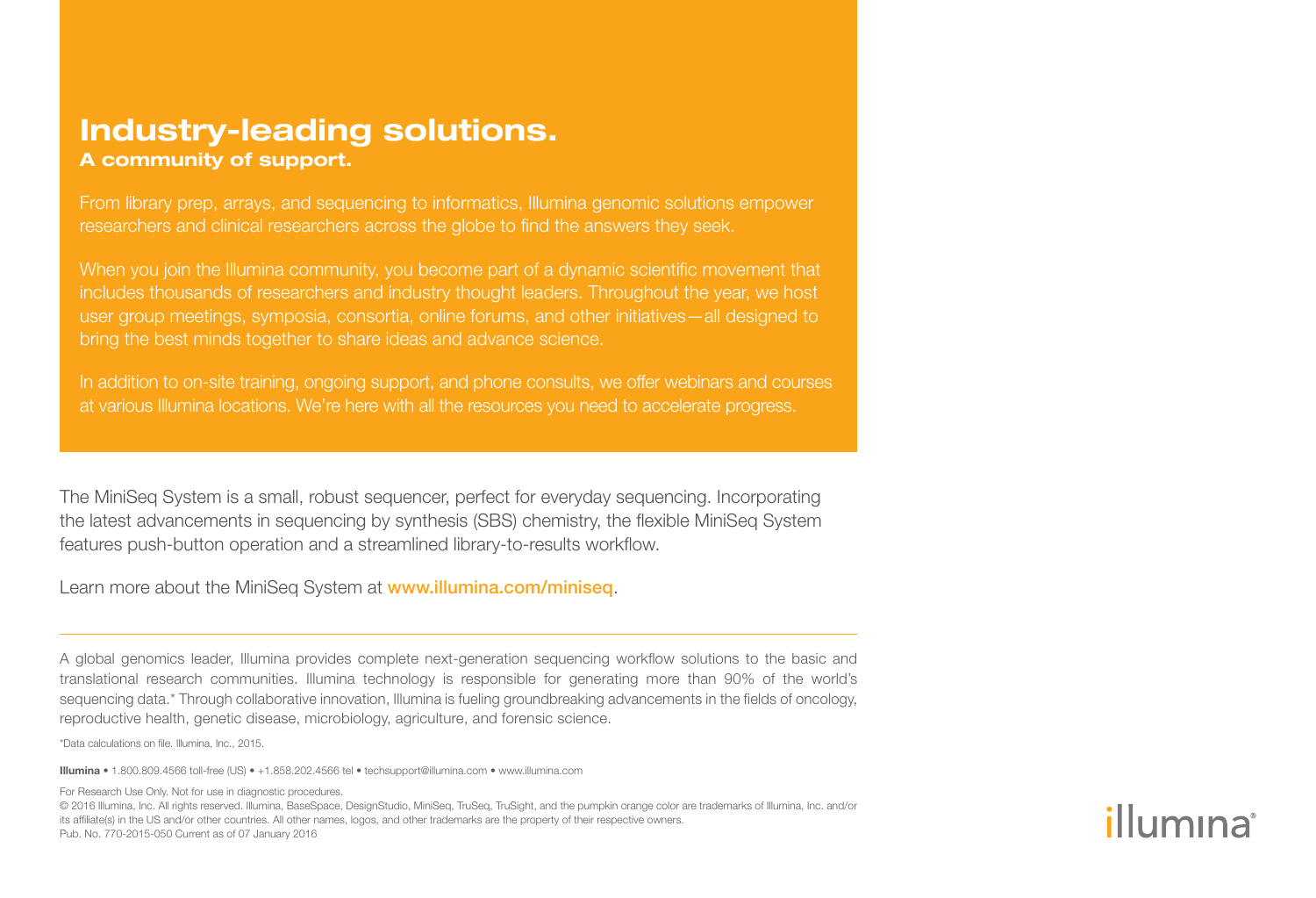## Industry-leading solutions.

### A community of support.

From library prep, arrays, and sequencing to informatics, Illumina genomic solutions empower researchers and clinical researchers across the globe to find the answers they seek.

When you join the Illumina community, you become part of a dynamic scientific movement that includes thousands of researchers and industry thought leaders. Throughout the year, we host user group meetings, symposia, consortia, online forums, and other initiatives—all designed to bring the best minds together to share ideas and advance science.

In addition to on-site training, ongoing support, and phone consults, we offer webinars and courses at various Illumina locations. We're here with all the resources you need to accelerate progress.

The MiniSeq System is a small, robust sequencer, perfect for everyday sequencing. Incorporating the latest advancements in sequencing by synthesis (SBS) chemistry, the flexible MiniSeq System features push-button operation and a streamlined library-to-results workflow.

Learn more about the MiniSeq System at **www.illumina.com/miniseq**.

---

A global genomics leader, Illumina provides complete next-generation sequencing workflow solutions to the basic and translational research communities. Illumina technology is responsible for generating more than 90% of the world's sequencing data.* Through collaborative innovation, Illumina is fueling groundbreaking advancements in the fields of oncology, reproductive health, genetic disease, microbiology, agriculture, and forensic science.

*Data calculations on file. Illumina, Inc., 2015.

**Illumina** • 1.800.809.4566 toll-free (US) • +1.858.202.4566 tel • techsupport@illumina.com • www.illumina.com

For Research Use Only. Not for use in diagnostic procedures.
© 2016 Illumina, Inc. All rights reserved. Illumina, BaseSpace, DesignStudio, MiniSeq, TruSeq, TruSight, and the pumpkin orange color are trademarks of Illumina, Inc. and/or its affiliate(s) in the US and/or other countries. All other names, logos, and other trademarks are the property of their respective owners.
Pub. No. 770-2015-050 Current as of 07 January 2016

illumina®